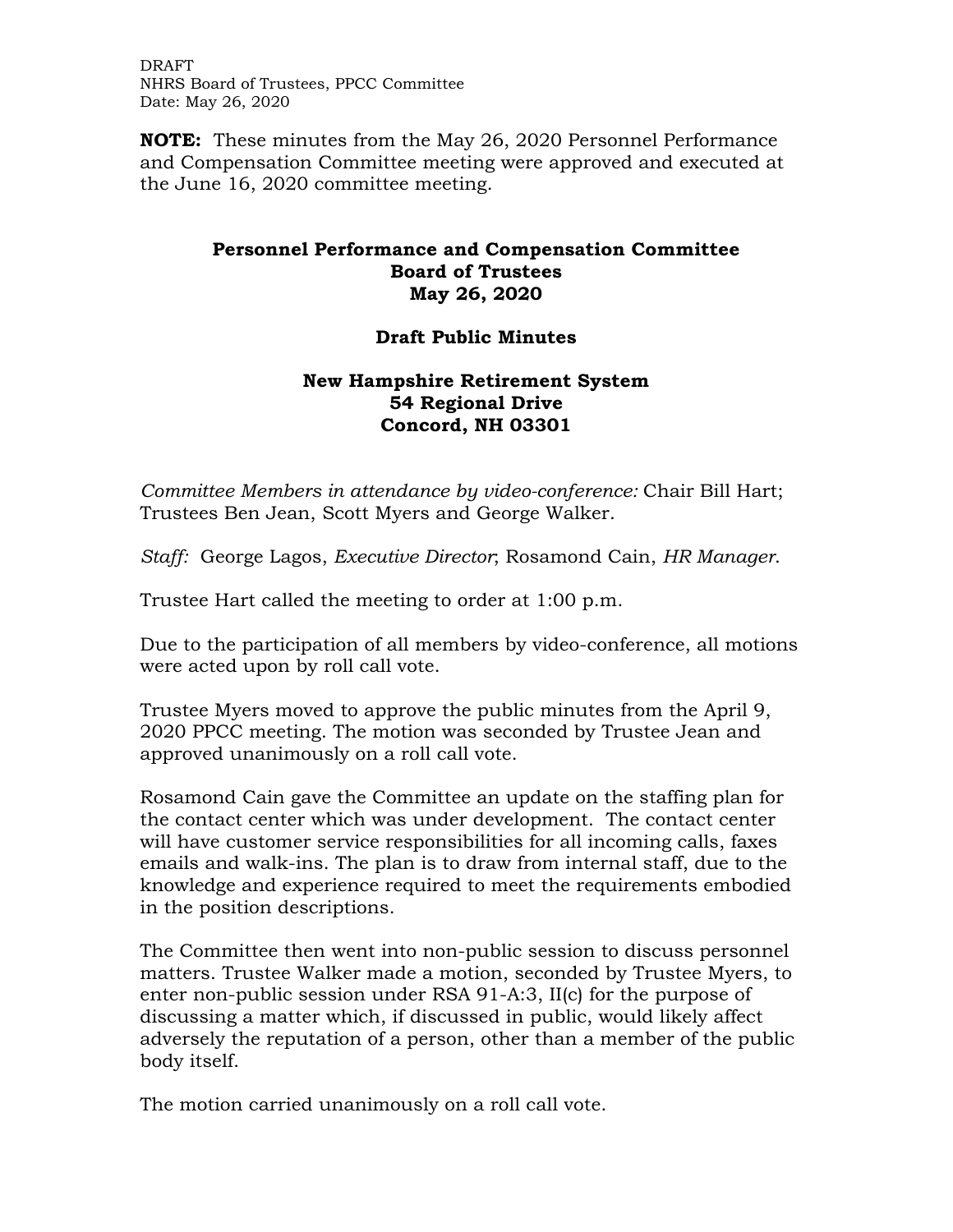DRAFT
NHRS Board of Trustees, PPCC Committee
Date: May 26, 2020

**NOTE:** These minutes from the May 26, 2020 Personnel Performance and Compensation Committee meeting were approved and executed at the June 16, 2020 committee meeting.

# Personnel Performance and Compensation Committee
# Board of Trustees
# May 26, 2020

## Draft Public Minutes

## New Hampshire Retirement System
## 54 Regional Drive
## Concord, NH 03301

*Committee Members in attendance by video-conference:* Chair Bill Hart; Trustees Ben Jean, Scott Myers and George Walker.

*Staff:* George Lagos, *Executive Director*; Rosamond Cain, *HR Manager*.

Trustee Hart called the meeting to order at 1:00 p.m.

Due to the participation of all members by video-conference, all motions were acted upon by roll call vote.

Trustee Myers moved to approve the public minutes from the April 9, 2020 PPCC meeting. The motion was seconded by Trustee Jean and approved unanimously on a roll call vote.

Rosamond Cain gave the Committee an update on the staffing plan for the contact center which was under development. The contact center will have customer service responsibilities for all incoming calls, faxes emails and walk-ins. The plan is to draw from internal staff, due to the knowledge and experience required to meet the requirements embodied in the position descriptions.

The Committee then went into non-public session to discuss personnel matters. Trustee Walker made a motion, seconded by Trustee Myers, to enter non-public session under RSA 91-A:3, II(c) for the purpose of discussing a matter which, if discussed in public, would likely affect adversely the reputation of a person, other than a member of the public body itself.

The motion carried unanimously on a roll call vote.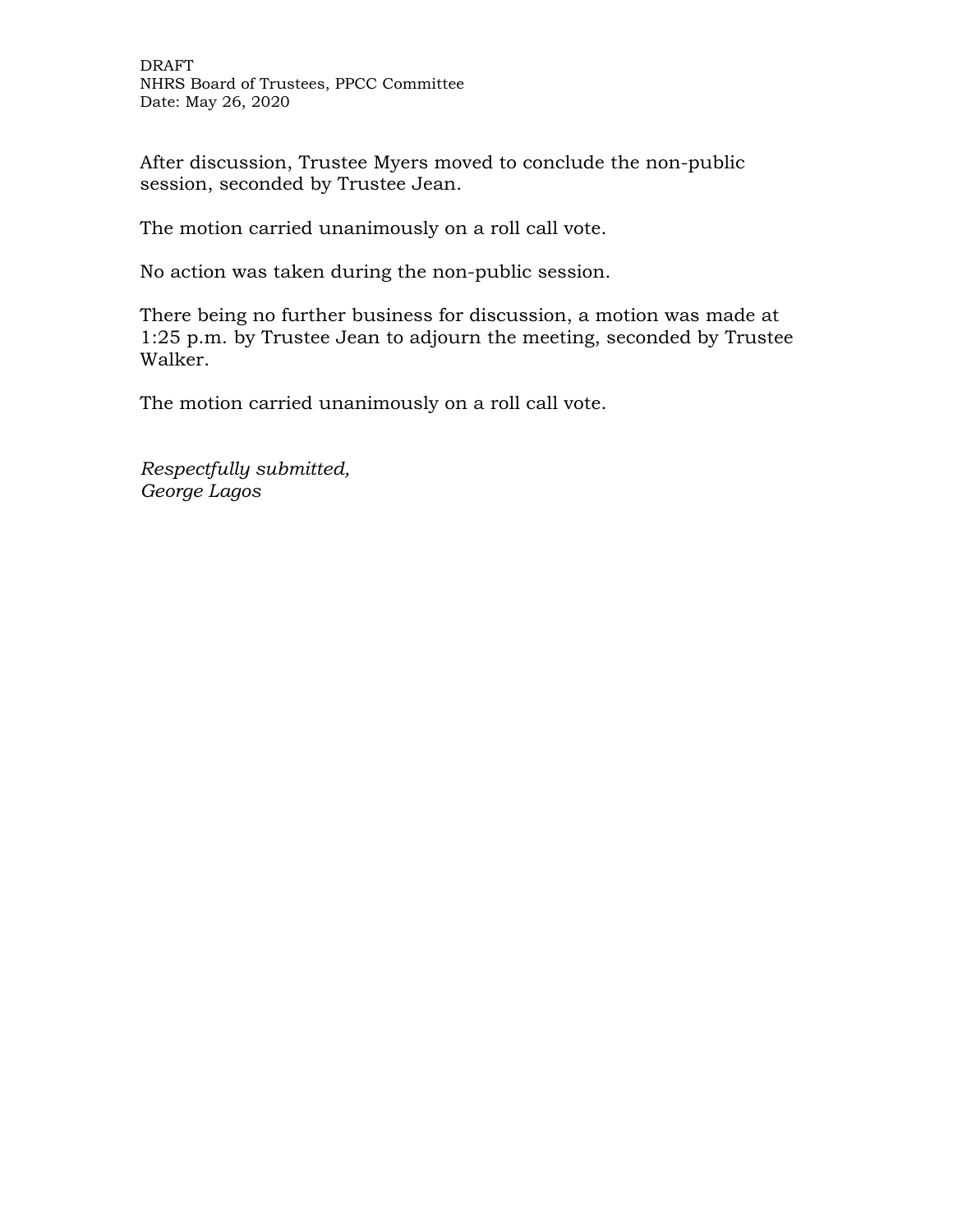After discussion, Trustee Myers moved to conclude the non-public session, seconded by Trustee Jean.

The motion carried unanimously on a roll call vote.

No action was taken during the non-public session.

There being no further business for discussion, a motion was made at 1:25 p.m. by Trustee Jean to adjourn the meeting, seconded by Trustee Walker.

The motion carried unanimously on a roll call vote.

*Respectfully submitted,*
*George Lagos*